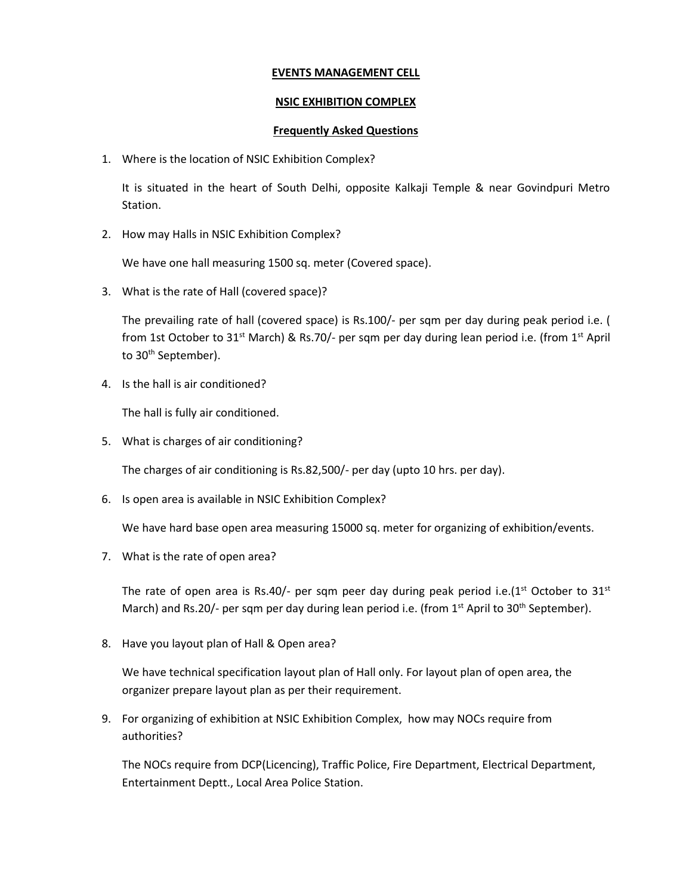**EVENTS MANAGEMENT CELL**

**NSIC EXHIBITION COMPLEX**

**Frequently Asked Questions**

1. Where is the location of NSIC Exhibition Complex?

   It is situated in the heart of South Delhi, opposite Kalkaji Temple & near Govindpuri Metro Station.

2. How may Halls in NSIC Exhibition Complex?

   We have one hall measuring 1500 sq. meter (Covered space).

3. What is the rate of Hall (covered space)?

   The prevailing rate of hall (covered space) is Rs.100/- per sqm per day during peak period i.e. ( from 1st October to 31st March) & Rs.70/- per sqm per day during lean period i.e. (from 1st April to 30th September).

4. Is the hall is air conditioned?

   The hall is fully air conditioned.

5. What is charges of air conditioning?

   The charges of air conditioning is Rs.82,500/- per day (upto 10 hrs. per day).

6. Is open area is available in NSIC Exhibition Complex?

   We have hard base open area measuring 15000 sq. meter for organizing of exhibition/events.

7. What is the rate of open area?

   The rate of open area is Rs.40/- per sqm peer day during peak period i.e.(1st October to 31st March) and Rs.20/- per sqm per day during lean period i.e. (from 1st April to 30th September).

8. Have you layout plan of Hall & Open area?

   We have technical specification layout plan of Hall only. For layout plan of open area, the organizer prepare layout plan as per their requirement.

9. For organizing of exhibition at NSIC Exhibition Complex, how may NOCs require from authorities?

   The NOCs require from DCP(Licencing), Traffic Police, Fire Department, Electrical Department, Entertainment Deptt., Local Area Police Station.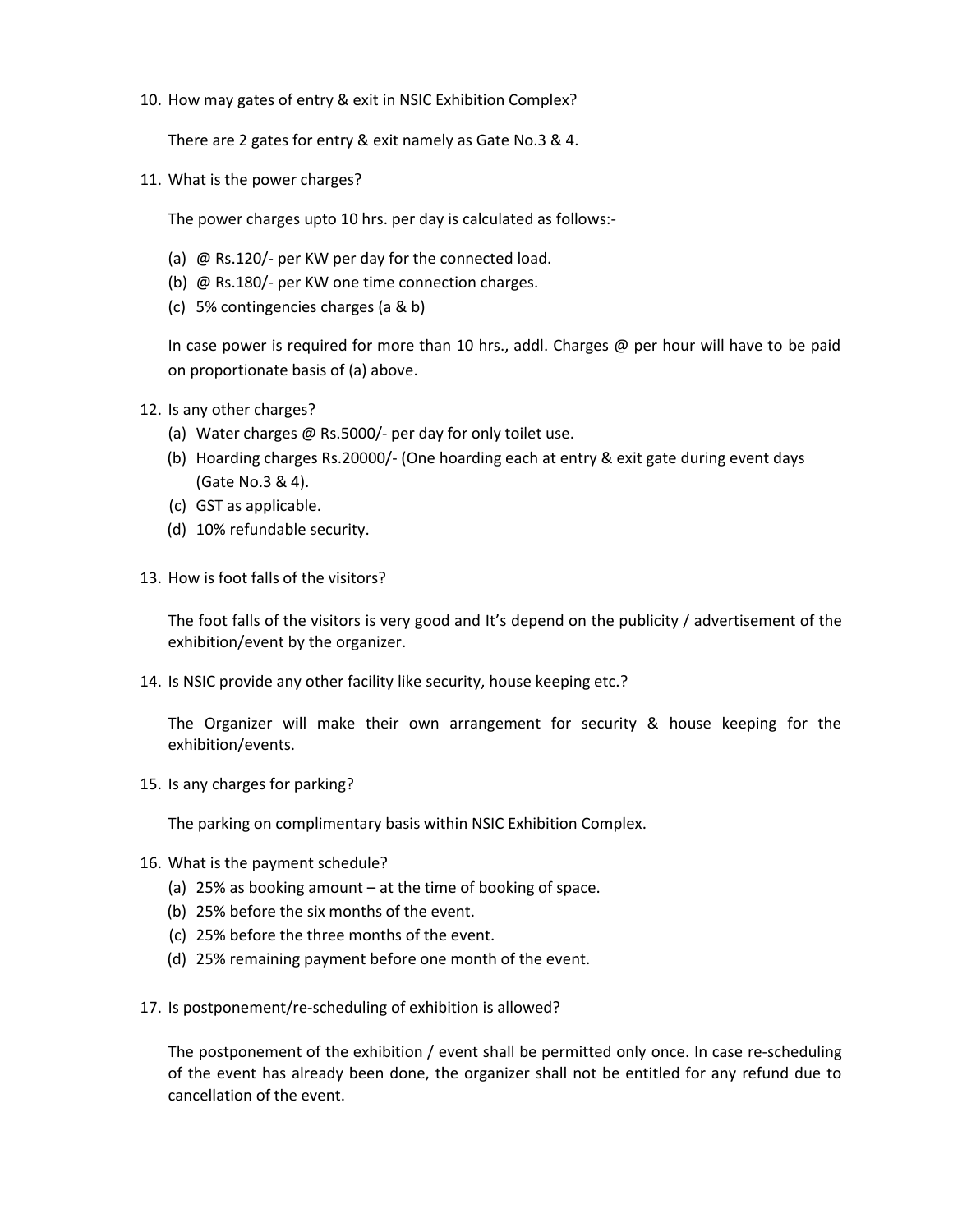10. How may gates of entry & exit in NSIC Exhibition Complex?

    There are 2 gates for entry & exit namely as Gate No.3 & 4.

11. What is the power charges?

    The power charges upto 10 hrs. per day is calculated as follows:-

    (a) @ Rs.120/- per KW per day for the connected load.
    (b) @ Rs.180/- per KW one time connection charges.
    (c) 5% contingencies charges (a & b)

    In case power is required for more than 10 hrs., addl. Charges @ per hour will have to be paid on proportionate basis of (a) above.

12. Is any other charges?
    (a) Water charges @ Rs.5000/- per day for only toilet use.
    (b) Hoarding charges Rs.20000/- (One hoarding each at entry & exit gate during event days (Gate No.3 & 4).
    (c) GST as applicable.
    (d) 10% refundable security.

13. How is foot falls of the visitors?

    The foot falls of the visitors is very good and It's depend on the publicity / advertisement of the exhibition/event by the organizer.

14. Is NSIC provide any other facility like security, house keeping etc.?

    The Organizer will make their own arrangement for security & house keeping for the exhibition/events.

15. Is any charges for parking?

    The parking on complimentary basis within NSIC Exhibition Complex.

16. What is the payment schedule?
    (a) 25% as booking amount – at the time of booking of space.
    (b) 25% before the six months of the event.
    (c) 25% before the three months of the event.
    (d) 25% remaining payment before one month of the event.

17. Is postponement/re-scheduling of exhibition is allowed?

    The postponement of the exhibition / event shall be permitted only once. In case re-scheduling of the event has already been done, the organizer shall not be entitled for any refund due to cancellation of the event.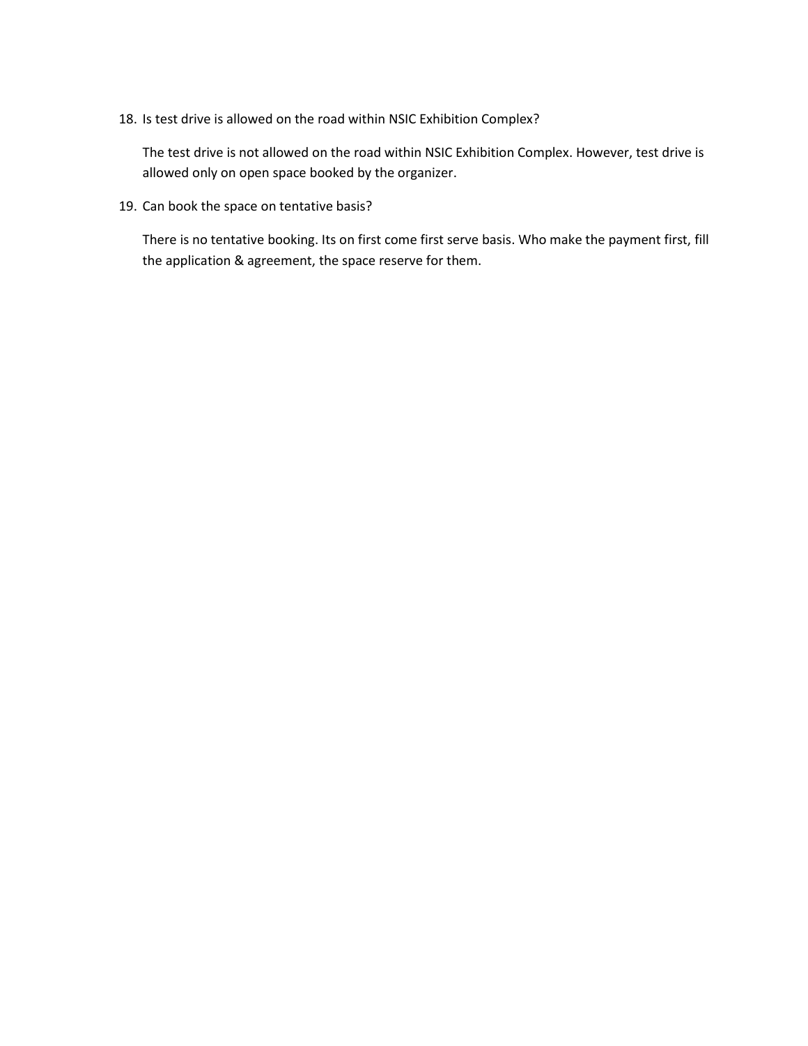18. Is test drive is allowed on the road within NSIC Exhibition Complex?

    The test drive is not allowed on the road within NSIC Exhibition Complex. However, test drive is allowed only on open space booked by the organizer.

19. Can book the space on tentative basis?

    There is no tentative booking. Its on first come first serve basis. Who make the payment first, fill the application & agreement, the space reserve for them.